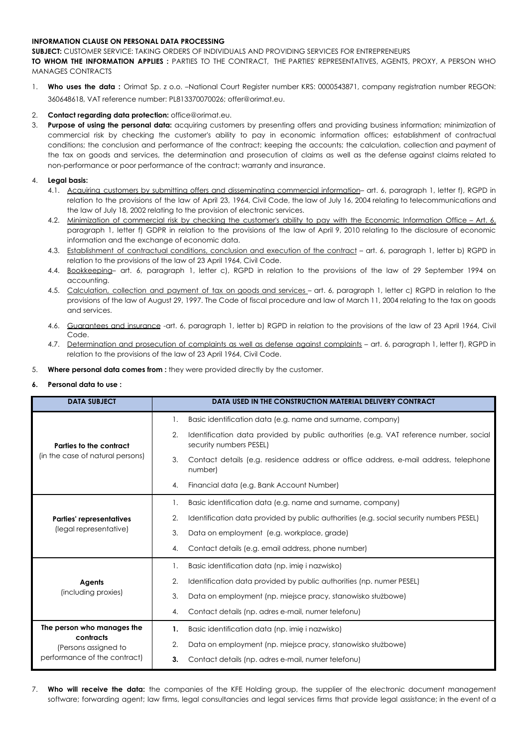**INFORMATION CLAUSE ON PERSONAL DATA PROCESSING**

**SUBJECT:** CUSTOMER SERVICE: TAKING ORDERS OF INDIVIDUALS AND PROVIDING SERVICES FOR ENTREPRENEURS

**TO WHOM THE INFORMATION APPLIES :** PARTIES TO THE CONTRACT, THE PARTIES' REPRESENTATIVES, AGENTS, PROXY, A PERSON WHO MANAGES CONTRACTS

1. **Who uses the data :** Orimat Sp. z o.o. –National Court Register number KRS: 0000543871, company registration number REGON: 360648618, VAT reference number: PL813370070026; offer@orimat.eu.
2. **Contact regarding data protection:** office@orimat.eu.
3. **Purpose of using the personal data:** acquiring customers by presenting offers and providing business information; minimization of commercial risk by checking the customer's ability to pay in economic information offices; establishment of contractual conditions; the conclusion and performance of the contract; keeping the accounts; the calculation, collection and payment of the tax on goods and services, the determination and prosecution of claims as well as the defense against claims related to non-performance or poor performance of the contract; warranty and insurance.
4. **Legal basis:**
   - 4.1. Acquiring customers by submitting offers and disseminating commercial information– art. 6, paragraph 1, letter f), RGPD in relation to the provisions of the law of April 23, 1964, Civil Code, the law of July 16, 2004 relating to telecommunications and the law of July 18, 2002 relating to the provision of electronic services.
   - 4.2. Minimization of commercial risk by checking the customer's ability to pay with the Economic Information Office – Art. 6, paragraph 1, letter f) GDPR in relation to the provisions of the law of April 9, 2010 relating to the disclosure of economic information and the exchange of economic data.
   - 4.3. Establishment of contractual conditions, conclusion and execution of the contract – art. 6, paragraph 1, letter b) RGPD in relation to the provisions of the law of 23 April 1964, Civil Code.
   - 4.4. Bookkeeping– art. 6, paragraph 1, letter c), RGPD in relation to the provisions of the law of 29 September 1994 on accounting.
   - 4.5. Calculation, collection and payment of tax on goods and services – art. 6, paragraph 1, letter c) RGPD in relation to the provisions of the law of August 29, 1997. The Code of fiscal procedure and law of March 11, 2004 relating to the tax on goods and services.
   - 4.6. Guarantees and insurance -art. 6, paragraph 1, letter b) RGPD in relation to the provisions of the law of 23 April 1964, Civil Code.
   - 4.7. Determination and prosecution of complaints as well as defense against complaints – art. 6, paragraph 1, letter f), RGPD in relation to the provisions of the law of 23 April 1964, Civil Code.
5. **Where personal data comes from :** they were provided directly by the customer.
6. **Personal data to use :**

| DATA SUBJECT | DATA USED IN THE CONSTRUCTION MATERIAL DELIVERY CONTRACT |
|---|---|
| **Parties to the contract** (in the case of natural persons) | 1. Basic identification data (e.g. name and surname, company)<br>2. Identification data provided by public authorities (e.g. VAT reference number, social security numbers PESEL)<br>3. Contact details (e.g. residence address or office address, e-mail address, telephone number)<br>4. Financial data (e.g. Bank Account Number) |
| **Parties' representatives** (legal representative) | 1. Basic identification data (e.g. name and surname, company)<br>2. Identification data provided by public authorities (e.g. social security numbers PESEL)<br>3. Data on employment (e.g. workplace, grade)<br>4. Contact details (e.g. email address, phone number) |
| **Agents** (including proxies) | 1. Basic identification data (np. imię i nazwisko)<br>2. Identification data provided by public authorities (np. numer PESEL)<br>3. Data on employment (np. miejsce pracy, stanowisko służbowe)<br>4. Contact details (np. adres e-mail, numer telefonu) |
| **The person who manages the contracts** (Persons assigned to performance of the contract) | 1. Basic identification data (np. imię i nazwisko)<br>2. Data on employment (np. miejsce pracy, stanowisko służbowe)<br>3. Contact details (np. adres e-mail, numer telefonu) |

7. **Who will receive the data:** the companies of the KFE Holding group, the supplier of the electronic document management software; forwarding agent; law firms, legal consultancies and legal services firms that provide legal assistance; in the event of a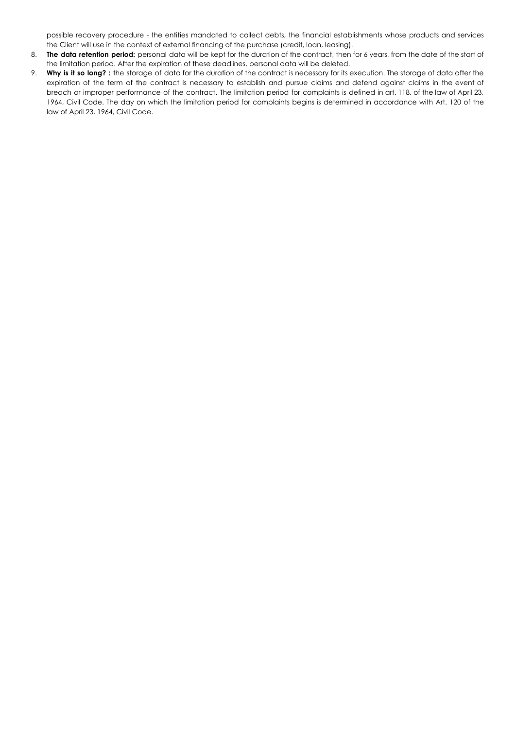possible recovery procedure - the entities mandated to collect debts, the financial establishments whose products and services the Client will use in the context of external financing of the purchase (credit, loan, leasing).

8. **The data retention period:** personal data will be kept for the duration of the contract, then for 6 years, from the date of the start of the limitation period. After the expiration of these deadlines, personal data will be deleted.
9. **Why is it so long? :** the storage of data for the duration of the contract is necessary for its execution. The storage of data after the expiration of the term of the contract is necessary to establish and pursue claims and defend against claims in the event of breach or improper performance of the contract. The limitation period for complaints is defined in art. 118. of the law of April 23, 1964, Civil Code. The day on which the limitation period for complaints begins is determined in accordance with Art. 120 of the law of April 23, 1964, Civil Code.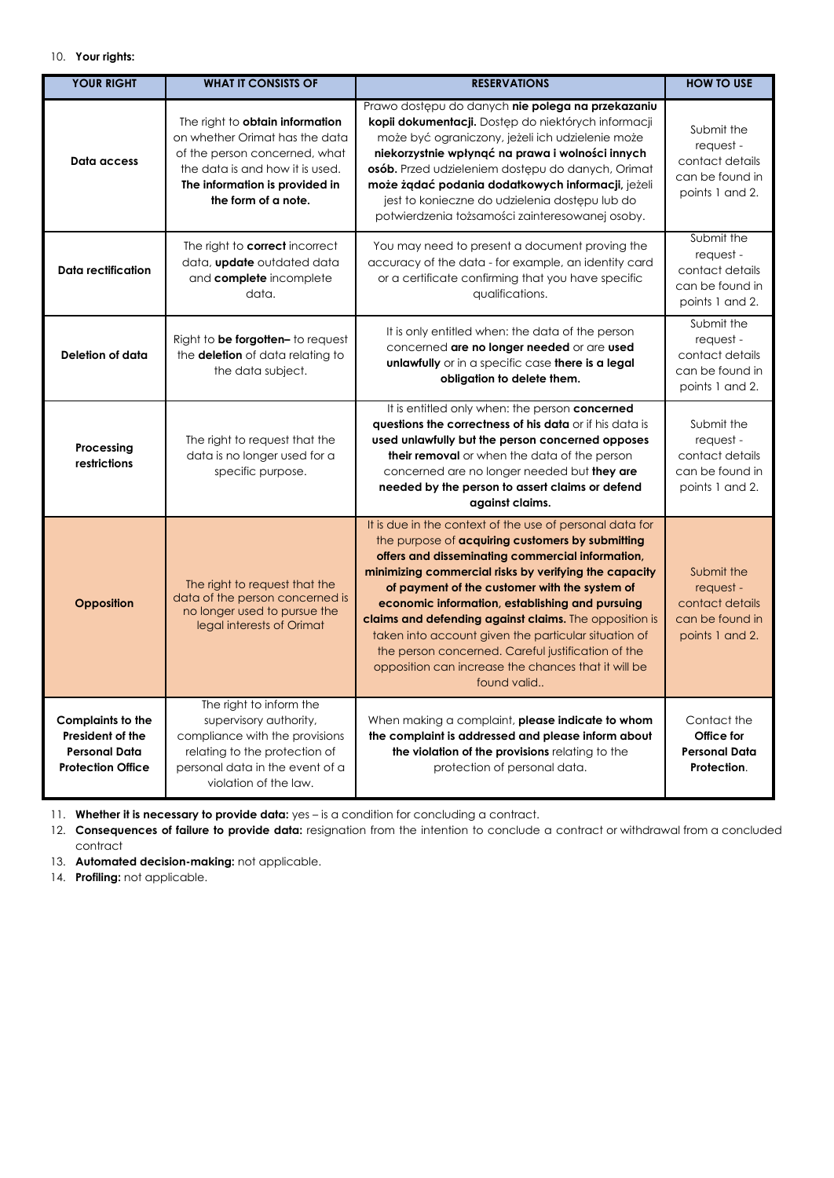10. **Your rights:**

| YOUR RIGHT | WHAT IT CONSISTS OF | RESERVATIONS | HOW TO USE |
|---|---|---|---|
| **Data access** | The right to **obtain information** on whether Orimat has the data of the person concerned, what the data is and how it is used. **The information is provided in the form of a note.** | Prawo dostępu do danych **nie polega na przekazaniu kopii dokumentacji.** Dostęp do niektórych informacji może być ograniczony, jeżeli ich udzielenie może **niekorzystnie wpłynąć na prawa i wolności innych osób.** Przed udzieleniem dostępu do danych, Orimat **może żądać podania dodatkowych informacji,** jeżeli jest to konieczne do udzielenia dostępu lub do potwierdzenia tożsamości zainteresowanej osoby. | Submit the request - contact details can be found in points 1 and 2. |
| **Data rectification** | The right to **correct** incorrect data, **update** outdated data and **complete** incomplete data. | You may need to present a document proving the accuracy of the data - for example, an identity card or a certificate confirming that you have specific qualifications. | Submit the request - contact details can be found in points 1 and 2. |
| **Deletion of data** | Right to **be forgotten–** to request the **deletion** of data relating to the data subject. | It is only entitled when: the data of the person concerned **are no longer needed** or are **used unlawfully** or in a specific case **there is a legal obligation to delete them.** | Submit the request - contact details can be found in points 1 and 2. |
| **Processing restrictions** | The right to request that the data is no longer used for a specific purpose. | It is entitled only when: the person **concerned questions the correctness of his data** or if his data is **used unlawfully but the person concerned opposes their removal** or when the data of the person concerned are no longer needed but **they are needed by the person to assert claims or defend against claims.** | Submit the request - contact details can be found in points 1 and 2. |
| **Opposition** | The right to request that the data of the person concerned is no longer used to pursue the legal interests of Orimat | It is due in the context of the use of personal data for the purpose of **acquiring customers by submitting offers and disseminating commercial information, minimizing commercial risks by verifying the capacity of payment of the customer with the system of economic information, establishing and pursuing claims and defending against claims.** The opposition is taken into account given the particular situation of the person concerned. Careful justification of the opposition can increase the chances that it will be found valid.. | Submit the request - contact details can be found in points 1 and 2. |
| **Complaints to the President of the Personal Data Protection Office** | The right to inform the supervisory authority, compliance with the provisions relating to the protection of personal data in the event of a violation of the law. | When making a complaint, **please indicate to whom the complaint is addressed and please inform about the violation of the provisions** relating to the protection of personal data. | Contact the **Office for Personal Data Protection**. |

11. **Whether it is necessary to provide data:** yes – is a condition for concluding a contract.
12. **Consequences of failure to provide data:** resignation from the intention to conclude a contract or withdrawal from a concluded contract
13. **Automated decision-making:** not applicable.
14. **Profiling:** not applicable.